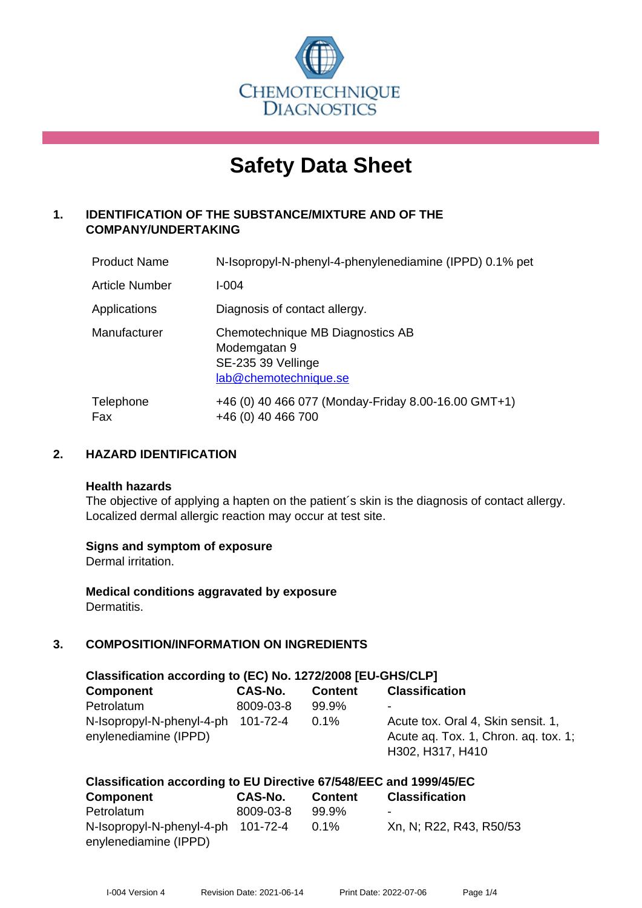CHEMOTECHNIQUE DIAGNOSTICS

# Safety Data Sheet

## 1. IDENTIFICATION OF THE SUBSTANCE/MIXTURE AND OF THE COMPANY/UNDERTAKING

| | |
|---|---|
| Product Name | N-Isopropyl-N-phenyl-4-phenylenediamine (IPPD) 0.1% pet |
| Article Number | I-004 |
| Applications | Diagnosis of contact allergy. |
| Manufacturer | Chemotechnique MB Diagnostics AB<br>Modemgatan 9<br>SE-235 39 Vellinge<br>lab@chemotechnique.se |
| Telephone<br>Fax | +46 (0) 40 466 077 (Monday-Friday 8.00-16.00 GMT+1)<br>+46 (0) 40 466 700 |

## 2. HAZARD IDENTIFICATION

**Health hazards**
The objective of applying a hapten on the patient´s skin is the diagnosis of contact allergy. Localized dermal allergic reaction may occur at test site.

**Signs and symptom of exposure**
Dermal irritation.

**Medical conditions aggravated by exposure**
Dermatitis.

## 3. COMPOSITION/INFORMATION ON INGREDIENTS

**Classification according to (EC) No. 1272/2008 [EU-GHS/CLP]**

| Component | CAS-No. | Content | Classification |
|---|---|---|---|
| Petrolatum | 8009-03-8 | 99.9% | - |
| N-Isopropyl-N-phenyl-4-phenylenediamine (IPPD) | 101-72-4 | 0.1% | Acute tox. Oral 4, Skin sensit. 1, Acute aq. Tox. 1, Chron. aq. tox. 1; H302, H317, H410 |

**Classification according to EU Directive 67/548/EEC and 1999/45/EC**

| Component | CAS-No. | Content | Classification |
|---|---|---|---|
| Petrolatum | 8009-03-8 | 99.9% | - |
| N-Isopropyl-N-phenyl-4-phenylenediamine (IPPD) | 101-72-4 | 0.1% | Xn, N; R22, R43, R50/53 |

I-004 Version 4 Revision Date: 2021-06-14 Print Date: 2022-07-06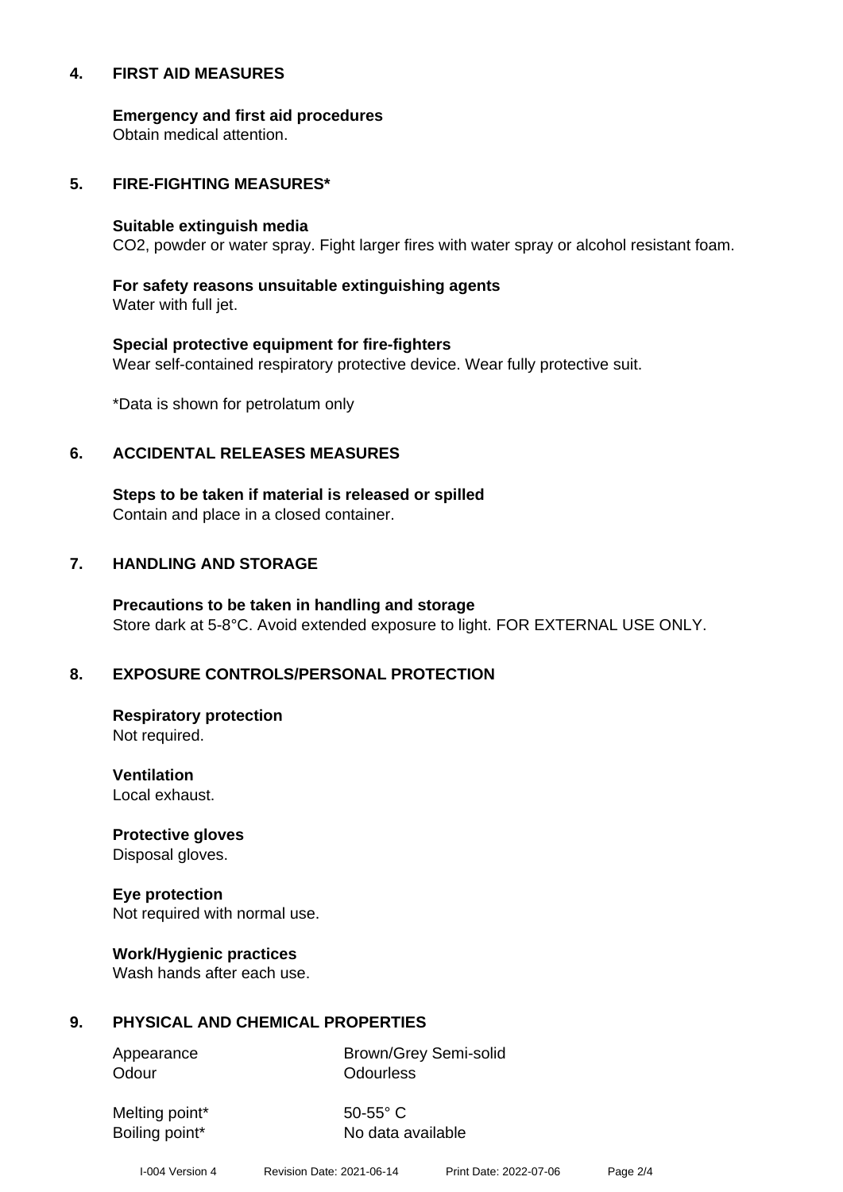## 4. FIRST AID MEASURES

**Emergency and first aid procedures**
Obtain medical attention.

## 5. FIRE-FIGHTING MEASURES*

**Suitable extinguish media**
$CO_2$, powder or water spray. Fight larger fires with water spray or alcohol resistant foam.

**For safety reasons unsuitable extinguishing agents**
Water with full jet.

**Special protective equipment for fire-fighters**
Wear self-contained respiratory protective device. Wear fully protective suit.

*Data is shown for petrolatum only

## 6. ACCIDENTAL RELEASES MEASURES

**Steps to be taken if material is released or spilled**
Contain and place in a closed container.

## 7. HANDLING AND STORAGE

**Precautions to be taken in handling and storage**
Store dark at 5-8°C. Avoid extended exposure to light. FOR EXTERNAL USE ONLY.

## 8. EXPOSURE CONTROLS/PERSONAL PROTECTION

**Respiratory protection**
Not required.

**Ventilation**
Local exhaust.

**Protective gloves**
Disposal gloves.

**Eye protection**
Not required with normal use.

**Work/Hygienic practices**
Wash hands after each use.

## 9. PHYSICAL AND CHEMICAL PROPERTIES

| | |
|---|---|
| Appearance | Brown/Grey Semi-solid |
| Odour | Odourless |
| Melting point* | 50-55° C |
| Boiling point* | No data available |

I-004 Version 4 Revision Date: 2021-06-14 Print Date: 2022-07-06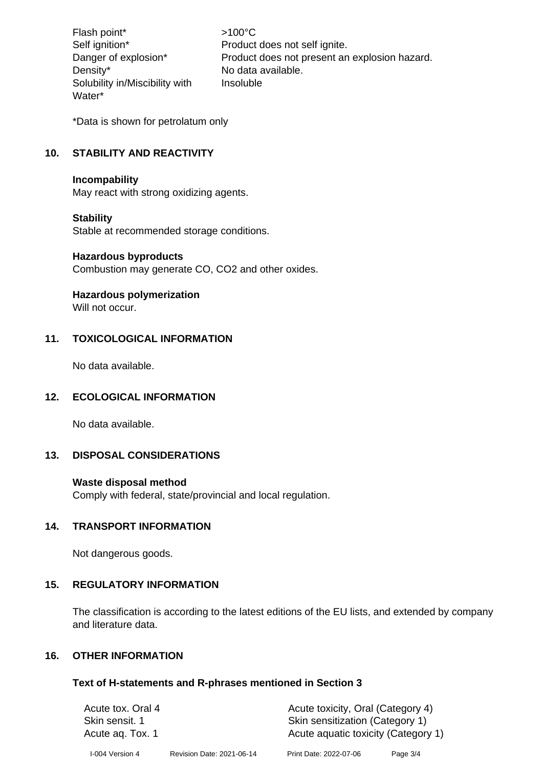| | |
|---|---|
| Flash point* | >100°C |
| Self ignition* | Product does not self ignite. |
| Danger of explosion* | Product does not present an explosion hazard. |
| Density* | No data available. |
| Solubility in/Miscibility with Water* | Insoluble |

*Data is shown for petrolatum only

## 10. STABILITY AND REACTIVITY

**Incompability**
May react with strong oxidizing agents.

**Stability**
Stable at recommended storage conditions.

**Hazardous byproducts**
Combustion may generate CO, $CO_2$ and other oxides.

**Hazardous polymerization**
Will not occur.

## 11. TOXICOLOGICAL INFORMATION

No data available.

## 12. ECOLOGICAL INFORMATION

No data available.

## 13. DISPOSAL CONSIDERATIONS

**Waste disposal method**
Comply with federal, state/provincial and local regulation.

## 14. TRANSPORT INFORMATION

Not dangerous goods.

## 15. REGULATORY INFORMATION

The classification is according to the latest editions of the EU lists, and extended by company and literature data.

## 16. OTHER INFORMATION

**Text of H-statements and R-phrases mentioned in Section 3**

| | |
|---|---|
| Acute tox. Oral 4 | Acute toxicity, Oral (Category 4) |
| Skin sensit. 1 | Skin sensitization (Category 1) |
| Acute aq. Tox. 1 | Acute aquatic toxicity (Category 1) |

I-004 Version 4 Revision Date: 2021-06-14 Print Date: 2022-07-06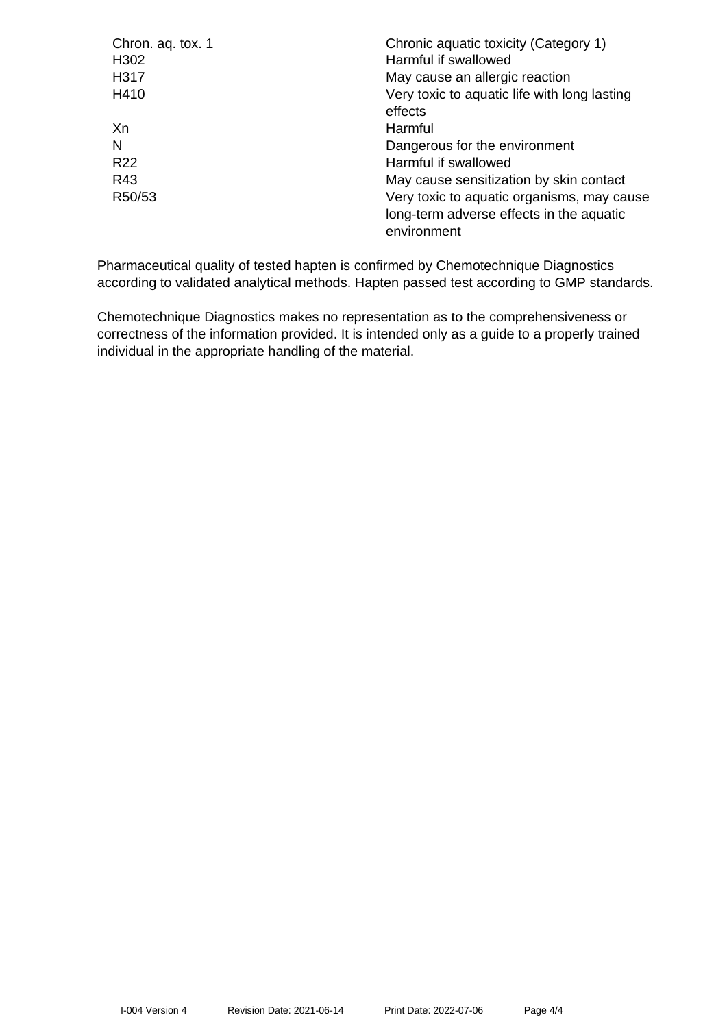| | |
|---|---|
| Chron. aq. tox. 1 | Chronic aquatic toxicity (Category 1) |
| H302 | Harmful if swallowed |
| H317 | May cause an allergic reaction |
| H410 | Very toxic to aquatic life with long lasting effects |
| Xn | Harmful |
| N | Dangerous for the environment |
| R22 | Harmful if swallowed |
| R43 | May cause sensitization by skin contact |
| R50/53 | Very toxic to aquatic organisms, may cause long-term adverse effects in the aquatic environment |

Pharmaceutical quality of tested hapten is confirmed by Chemotechnique Diagnostics according to validated analytical methods. Hapten passed test according to GMP standards.

Chemotechnique Diagnostics makes no representation as to the comprehensiveness or correctness of the information provided. It is intended only as a guide to a properly trained individual in the appropriate handling of the material.